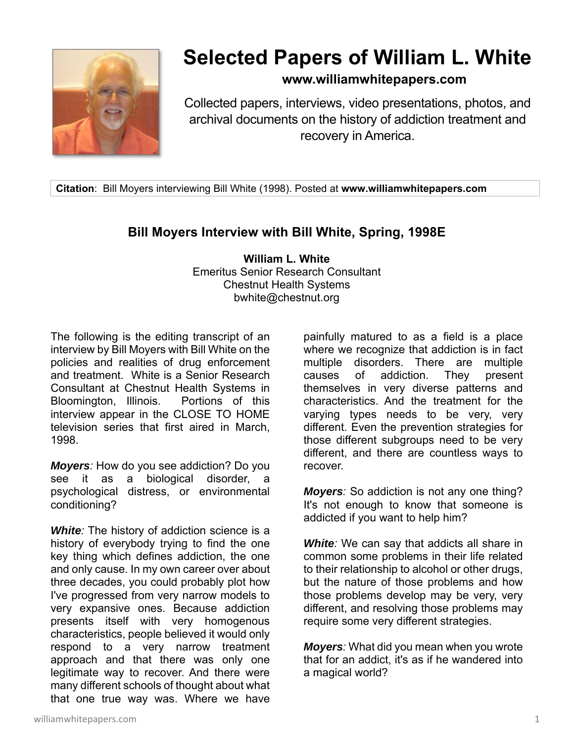# Selected Papers of William L. White

**www.williamwhitepapers.com**

Collected papers, interviews, video presentations, photos, and archival documents on the history of addiction treatment and recovery in America.

**Citation**: Bill Moyers interviewing Bill White (1998). Posted at **www.williamwhitepapers.com**

## Bill Moyers Interview with Bill White, Spring, 1998E

**William L. White**
Emeritus Senior Research Consultant
Chestnut Health Systems
bwhite@chestnut.org

The following is the editing transcript of an interview by Bill Moyers with Bill White on the policies and realities of drug enforcement and treatment. White is a Senior Research Consultant at Chestnut Health Systems in Bloomington, Illinois. Portions of this interview appear in the CLOSE TO HOME television series that first aired in March, 1998.

***Moyers:*** How do you see addiction? Do you see it as a biological disorder, a psychological distress, or environmental conditioning?

***White:*** The history of addiction science is a history of everybody trying to find the one key thing which defines addiction, the one and only cause. In my own career over about three decades, you could probably plot how I've progressed from very narrow models to very expansive ones. Because addiction presents itself with very homogenous characteristics, people believed it would only respond to a very narrow treatment approach and that there was only one legitimate way to recover. And there were many different schools of thought about what that one true way was. Where we have painfully matured to as a field is a place where we recognize that addiction is in fact multiple disorders. There are multiple causes of addiction. They present themselves in very diverse patterns and characteristics. And the treatment for the varying types needs to be very, very different. Even the prevention strategies for those different subgroups need to be very different, and there are countless ways to recover.

***Moyers:*** So addiction is not any one thing? It's not enough to know that someone is addicted if you want to help him?

***White:*** We can say that addicts all share in common some problems in their life related to their relationship to alcohol or other drugs, but the nature of those problems and how those problems develop may be very, very different, and resolving those problems may require some very different strategies.

***Moyers:*** What did you mean when you wrote that for an addict, it's as if he wandered into a magical world?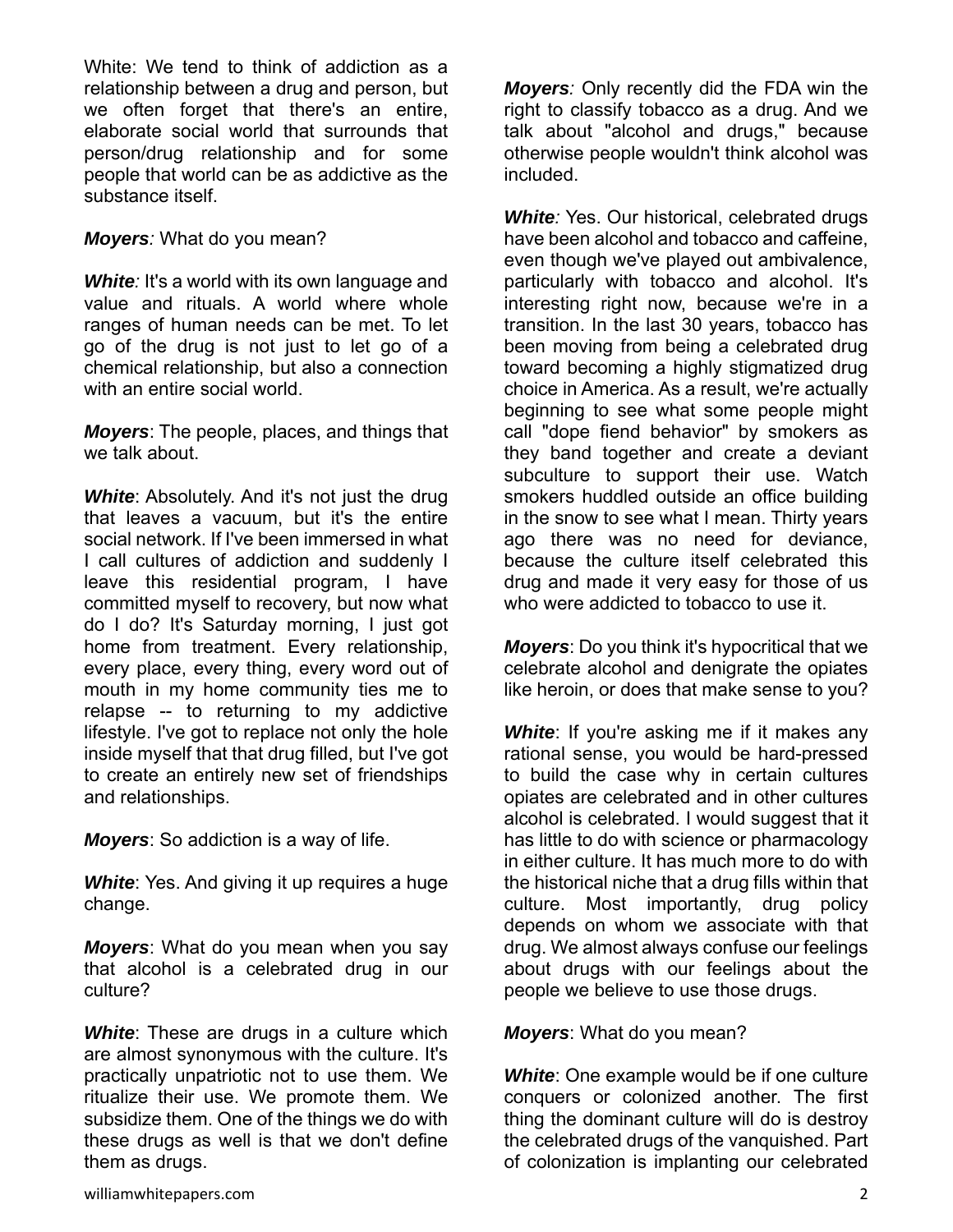White: We tend to think of addiction as a relationship between a drug and person, but we often forget that there's an entire, elaborate social world that surrounds that person/drug relationship and for some people that world can be as addictive as the substance itself.

***Moyers**:* What do you mean?

***White**:* It's a world with its own language and value and rituals. A world where whole ranges of human needs can be met. To let go of the drug is not just to let go of a chemical relationship, but also a connection with an entire social world.

***Moyers***: The people, places, and things that we talk about.

***White***: Absolutely. And it's not just the drug that leaves a vacuum, but it's the entire social network. If I've been immersed in what I call cultures of addiction and suddenly I leave this residential program, I have committed myself to recovery, but now what do I do? It's Saturday morning, I just got home from treatment. Every relationship, every place, every thing, every word out of mouth in my home community ties me to relapse -- to returning to my addictive lifestyle. I've got to replace not only the hole inside myself that that drug filled, but I've got to create an entirely new set of friendships and relationships.

***Moyers***: So addiction is a way of life.

***White***: Yes. And giving it up requires a huge change.

***Moyers***: What do you mean when you say that alcohol is a celebrated drug in our culture?

***White***: These are drugs in a culture which are almost synonymous with the culture. It's practically unpatriotic not to use them. We ritualize their use. We promote them. We subsidize them. One of the things we do with these drugs as well is that we don't define them as drugs.

***Moyers**:* Only recently did the FDA win the right to classify tobacco as a drug. And we talk about "alcohol and drugs," because otherwise people wouldn't think alcohol was included.

***White**:* Yes. Our historical, celebrated drugs have been alcohol and tobacco and caffeine, even though we've played out ambivalence, particularly with tobacco and alcohol. It's interesting right now, because we're in a transition. In the last 30 years, tobacco has been moving from being a celebrated drug toward becoming a highly stigmatized drug choice in America. As a result, we're actually beginning to see what some people might call "dope fiend behavior" by smokers as they band together and create a deviant subculture to support their use. Watch smokers huddled outside an office building in the snow to see what I mean. Thirty years ago there was no need for deviance, because the culture itself celebrated this drug and made it very easy for those of us who were addicted to tobacco to use it.

***Moyers***: Do you think it's hypocritical that we celebrate alcohol and denigrate the opiates like heroin, or does that make sense to you?

***White***: If you're asking me if it makes any rational sense, you would be hard-pressed to build the case why in certain cultures opiates are celebrated and in other cultures alcohol is celebrated. I would suggest that it has little to do with science or pharmacology in either culture. It has much more to do with the historical niche that a drug fills within that culture. Most importantly, drug policy depends on whom we associate with that drug. We almost always confuse our feelings about drugs with our feelings about the people we believe to use those drugs.

***Moyers***: What do you mean?

***White***: One example would be if one culture conquers or colonized another. The first thing the dominant culture will do is destroy the celebrated drugs of the vanquished. Part of colonization is implanting our celebrated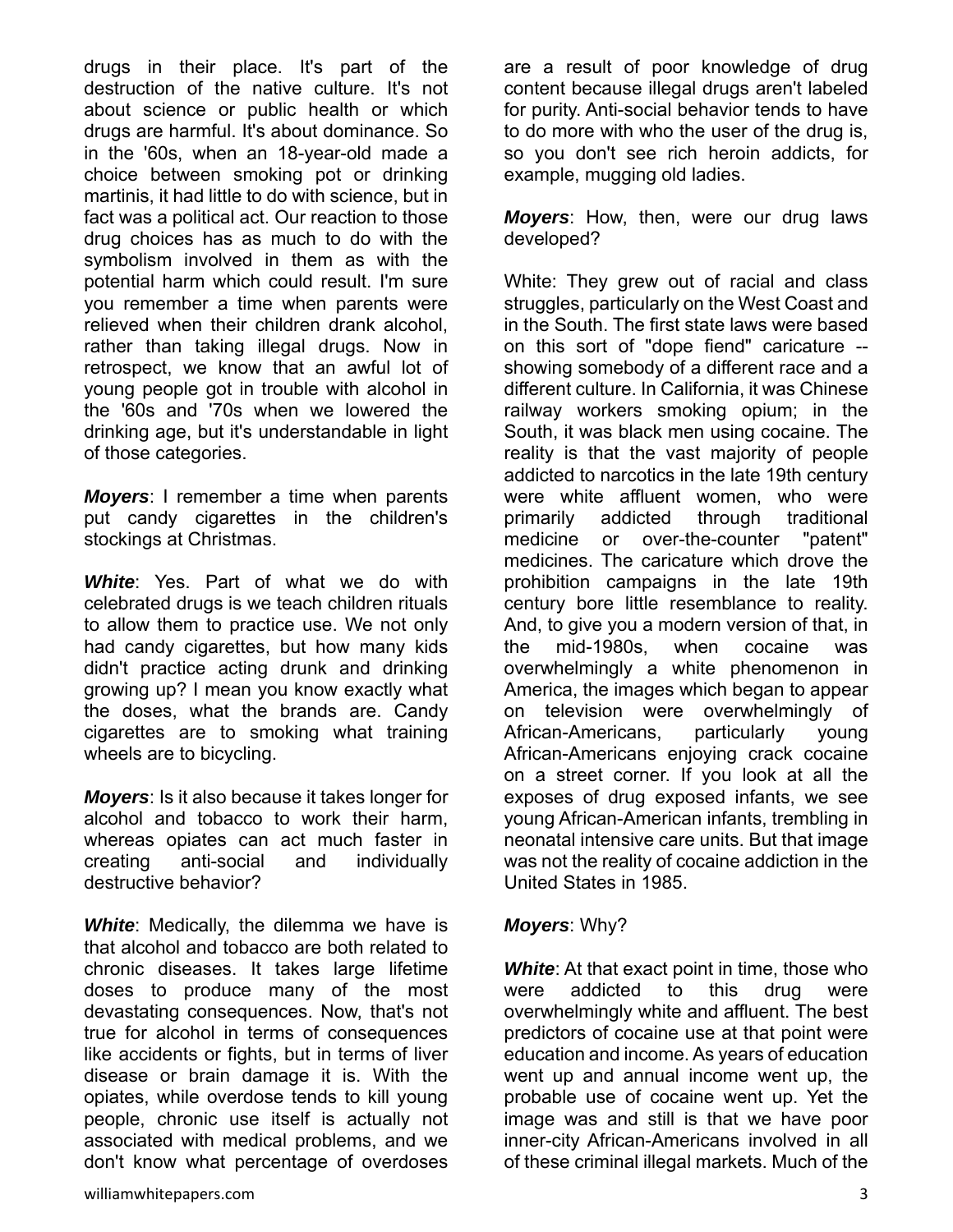drugs in their place. It's part of the destruction of the native culture. It's not about science or public health or which drugs are harmful. It's about dominance. So in the '60s, when an 18-year-old made a choice between smoking pot or drinking martinis, it had little to do with science, but in fact was a political act. Our reaction to those drug choices has as much to do with the symbolism involved in them as with the potential harm which could result. I'm sure you remember a time when parents were relieved when their children drank alcohol, rather than taking illegal drugs. Now in retrospect, we know that an awful lot of young people got in trouble with alcohol in the '60s and '70s when we lowered the drinking age, but it's understandable in light of those categories.

***Moyers***: I remember a time when parents put candy cigarettes in the children's stockings at Christmas.

***White***: Yes. Part of what we do with celebrated drugs is we teach children rituals to allow them to practice use. We not only had candy cigarettes, but how many kids didn't practice acting drunk and drinking growing up? I mean you know exactly what the doses, what the brands are. Candy cigarettes are to smoking what training wheels are to bicycling.

***Moyers***: Is it also because it takes longer for alcohol and tobacco to work their harm, whereas opiates can act much faster in creating anti-social and individually destructive behavior?

***White***: Medically, the dilemma we have is that alcohol and tobacco are both related to chronic diseases. It takes large lifetime doses to produce many of the most devastating consequences. Now, that's not true for alcohol in terms of consequences like accidents or fights, but in terms of liver disease or brain damage it is. With the opiates, while overdose tends to kill young people, chronic use itself is actually not associated with medical problems, and we don't know what percentage of overdoses are a result of poor knowledge of drug content because illegal drugs aren't labeled for purity. Anti-social behavior tends to have to do more with who the user of the drug is, so you don't see rich heroin addicts, for example, mugging old ladies.

***Moyers***: How, then, were our drug laws developed?

White: They grew out of racial and class struggles, particularly on the West Coast and in the South. The first state laws were based on this sort of "dope fiend" caricature -- showing somebody of a different race and a different culture. In California, it was Chinese railway workers smoking opium; in the South, it was black men using cocaine. The reality is that the vast majority of people addicted to narcotics in the late 19th century were white affluent women, who were primarily addicted through traditional medicine or over-the-counter "patent" medicines. The caricature which drove the prohibition campaigns in the late 19th century bore little resemblance to reality. And, to give you a modern version of that, in the mid-1980s, when cocaine was overwhelmingly a white phenomenon in America, the images which began to appear on television were overwhelmingly of African-Americans, particularly young African-Americans enjoying crack cocaine on a street corner. If you look at all the exposes of drug exposed infants, we see young African-American infants, trembling in neonatal intensive care units. But that image was not the reality of cocaine addiction in the United States in 1985.

***Moyers***: Why?

***White***: At that exact point in time, those who were addicted to this drug were overwhelmingly white and affluent. The best predictors of cocaine use at that point were education and income. As years of education went up and annual income went up, the probable use of cocaine went up. Yet the image was and still is that we have poor inner-city African-Americans involved in all of these criminal illegal markets. Much of the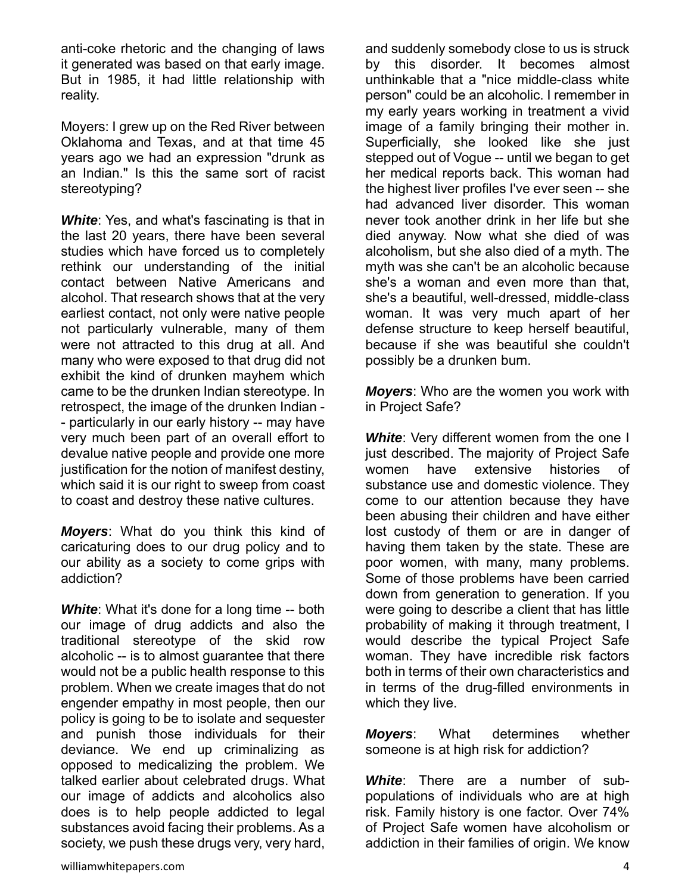anti-coke rhetoric and the changing of laws it generated was based on that early image. But in 1985, it had little relationship with reality.

Moyers: I grew up on the Red River between Oklahoma and Texas, and at that time 45 years ago we had an expression "drunk as an Indian." Is this the same sort of racist stereotyping?

***White***: Yes, and what's fascinating is that in the last 20 years, there have been several studies which have forced us to completely rethink our understanding of the initial contact between Native Americans and alcohol. That research shows that at the very earliest contact, not only were native people not particularly vulnerable, many of them were not attracted to this drug at all. And many who were exposed to that drug did not exhibit the kind of drunken mayhem which came to be the drunken Indian stereotype. In retrospect, the image of the drunken Indian -- particularly in our early history -- may have very much been part of an overall effort to devalue native people and provide one more justification for the notion of manifest destiny, which said it is our right to sweep from coast to coast and destroy these native cultures.

***Moyers***: What do you think this kind of caricaturing does to our drug policy and to our ability as a society to come grips with addiction?

***White***: What it's done for a long time -- both our image of drug addicts and also the traditional stereotype of the skid row alcoholic -- is to almost guarantee that there would not be a public health response to this problem. When we create images that do not engender empathy in most people, then our policy is going to be to isolate and sequester and punish those individuals for their deviance. We end up criminalizing as opposed to medicalizing the problem. We talked earlier about celebrated drugs. What our image of addicts and alcoholics also does is to help people addicted to legal substances avoid facing their problems. As a society, we push these drugs very, very hard, and suddenly somebody close to us is struck by this disorder. It becomes almost unthinkable that a "nice middle-class white person" could be an alcoholic. I remember in my early years working in treatment a vivid image of a family bringing their mother in. Superficially, she looked like she just stepped out of Vogue -- until we began to get her medical reports back. This woman had the highest liver profiles I've ever seen -- she had advanced liver disorder. This woman never took another drink in her life but she died anyway. Now what she died of was alcoholism, but she also died of a myth. The myth was she can't be an alcoholic because she's a woman and even more than that, she's a beautiful, well-dressed, middle-class woman. It was very much apart of her defense structure to keep herself beautiful, because if she was beautiful she couldn't possibly be a drunken bum.

***Moyers***: Who are the women you work with in Project Safe?

***White***: Very different women from the one I just described. The majority of Project Safe women have extensive histories of substance use and domestic violence. They come to our attention because they have been abusing their children and have either lost custody of them or are in danger of having them taken by the state. These are poor women, with many, many problems. Some of those problems have been carried down from generation to generation. If you were going to describe a client that has little probability of making it through treatment, I would describe the typical Project Safe woman. They have incredible risk factors both in terms of their own characteristics and in terms of the drug-filled environments in which they live.

***Moyers***: What determines whether someone is at high risk for addiction?

***White***: There are a number of sub-populations of individuals who are at high risk. Family history is one factor. Over 74% of Project Safe women have alcoholism or addiction in their families of origin. We know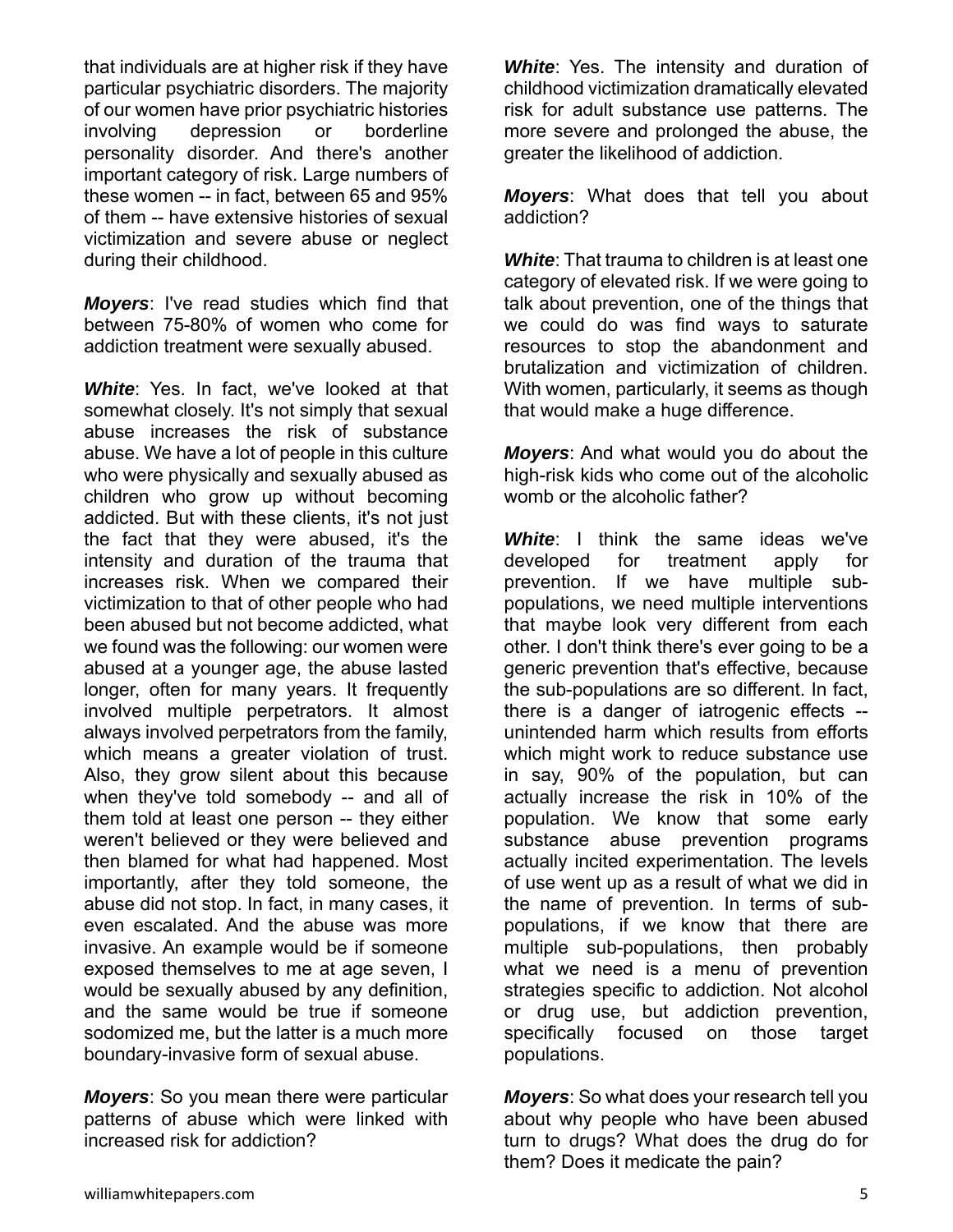that individuals are at higher risk if they have particular psychiatric disorders. The majority of our women have prior psychiatric histories involving depression or borderline personality disorder. And there's another important category of risk. Large numbers of these women -- in fact, between 65 and 95% of them -- have extensive histories of sexual victimization and severe abuse or neglect during their childhood.

***Moyers***: I've read studies which find that between 75-80% of women who come for addiction treatment were sexually abused.

***White***: Yes. In fact, we've looked at that somewhat closely. It's not simply that sexual abuse increases the risk of substance abuse. We have a lot of people in this culture who were physically and sexually abused as children who grow up without becoming addicted. But with these clients, it's not just the fact that they were abused, it's the intensity and duration of the trauma that increases risk. When we compared their victimization to that of other people who had been abused but not become addicted, what we found was the following: our women were abused at a younger age, the abuse lasted longer, often for many years. It frequently involved multiple perpetrators. It almost always involved perpetrators from the family, which means a greater violation of trust. Also, they grow silent about this because when they've told somebody -- and all of them told at least one person -- they either weren't believed or they were believed and then blamed for what had happened. Most importantly, after they told someone, the abuse did not stop. In fact, in many cases, it even escalated. And the abuse was more invasive. An example would be if someone exposed themselves to me at age seven, I would be sexually abused by any definition, and the same would be true if someone sodomized me, but the latter is a much more boundary-invasive form of sexual abuse.

***Moyers***: So you mean there were particular patterns of abuse which were linked with increased risk for addiction?

***White***: Yes. The intensity and duration of childhood victimization dramatically elevated risk for adult substance use patterns. The more severe and prolonged the abuse, the greater the likelihood of addiction.

***Moyers***: What does that tell you about addiction?

***White***: That trauma to children is at least one category of elevated risk. If we were going to talk about prevention, one of the things that we could do was find ways to saturate resources to stop the abandonment and brutalization and victimization of children. With women, particularly, it seems as though that would make a huge difference.

***Moyers***: And what would you do about the high-risk kids who come out of the alcoholic womb or the alcoholic father?

***White***: I think the same ideas we've developed for treatment apply for prevention. If we have multiple sub-populations, we need multiple interventions that maybe look very different from each other. I don't think there's ever going to be a generic prevention that's effective, because the sub-populations are so different. In fact, there is a danger of iatrogenic effects -- unintended harm which results from efforts which might work to reduce substance use in say, 90% of the population, but can actually increase the risk in 10% of the population. We know that some early substance abuse prevention programs actually incited experimentation. The levels of use went up as a result of what we did in the name of prevention. In terms of sub-populations, if we know that there are multiple sub-populations, then probably what we need is a menu of prevention strategies specific to addiction. Not alcohol or drug use, but addiction prevention, specifically focused on those target populations.

***Moyers***: So what does your research tell you about why people who have been abused turn to drugs? What does the drug do for them? Does it medicate the pain?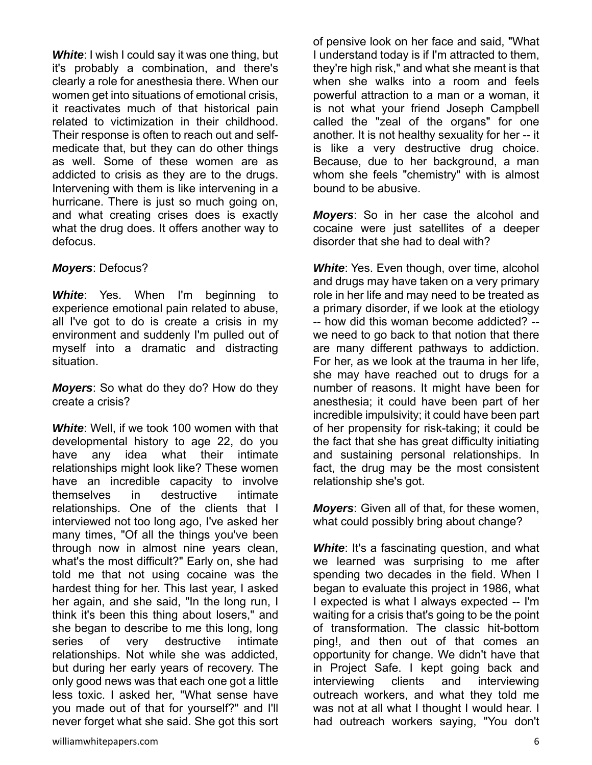***White***: I wish I could say it was one thing, but it's probably a combination, and there's clearly a role for anesthesia there. When our women get into situations of emotional crisis, it reactivates much of that historical pain related to victimization in their childhood. Their response is often to reach out and self-medicate that, but they can do other things as well. Some of these women are as addicted to crisis as they are to the drugs. Intervening with them is like intervening in a hurricane. There is just so much going on, and what creating crises does is exactly what the drug does. It offers another way to defocus.

***Moyers***: Defocus?

***White***: Yes. When I'm beginning to experience emotional pain related to abuse, all I've got to do is create a crisis in my environment and suddenly I'm pulled out of myself into a dramatic and distracting situation.

***Moyers***: So what do they do? How do they create a crisis?

***White***: Well, if we took 100 women with that developmental history to age 22, do you have any idea what their intimate relationships might look like? These women have an incredible capacity to involve themselves in destructive intimate relationships. One of the clients that I interviewed not too long ago, I've asked her many times, "Of all the things you've been through now in almost nine years clean, what's the most difficult?" Early on, she had told me that not using cocaine was the hardest thing for her. This last year, I asked her again, and she said, "In the long run, I think it's been this thing about losers," and she began to describe to me this long, long series of very destructive intimate relationships. Not while she was addicted, but during her early years of recovery. The only good news was that each one got a little less toxic. I asked her, "What sense have you made out of that for yourself?" and I'll never forget what she said. She got this sort of pensive look on her face and said, "What I understand today is if I'm attracted to them, they're high risk," and what she meant is that when she walks into a room and feels powerful attraction to a man or a woman, it is not what your friend Joseph Campbell called the "zeal of the organs" for one another. It is not healthy sexuality for her -- it is like a very destructive drug choice. Because, due to her background, a man whom she feels "chemistry" with is almost bound to be abusive.

***Moyers***: So in her case the alcohol and cocaine were just satellites of a deeper disorder that she had to deal with?

***White***: Yes. Even though, over time, alcohol and drugs may have taken on a very primary role in her life and may need to be treated as a primary disorder, if we look at the etiology -- how did this woman become addicted? -- we need to go back to that notion that there are many different pathways to addiction. For her, as we look at the trauma in her life, she may have reached out to drugs for a number of reasons. It might have been for anesthesia; it could have been part of her incredible impulsivity; it could have been part of her propensity for risk-taking; it could be the fact that she has great difficulty initiating and sustaining personal relationships. In fact, the drug may be the most consistent relationship she's got.

***Moyers***: Given all of that, for these women, what could possibly bring about change?

***White***: It's a fascinating question, and what we learned was surprising to me after spending two decades in the field. When I began to evaluate this project in 1986, what I expected is what I always expected -- I'm waiting for a crisis that's going to be the point of transformation. The classic hit-bottom ping!, and then out of that comes an opportunity for change. We didn't have that in Project Safe. I kept going back and interviewing clients and interviewing outreach workers, and what they told me was not at all what I thought I would hear. I had outreach workers saying, "You don't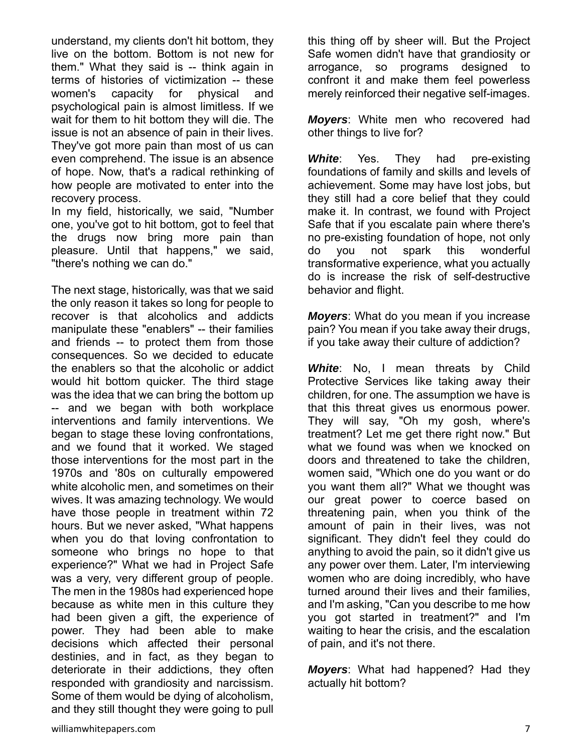understand, my clients don't hit bottom, they live on the bottom. Bottom is not new for them." What they said is -- think again in terms of histories of victimization -- these women's capacity for physical and psychological pain is almost limitless. If we wait for them to hit bottom they will die. The issue is not an absence of pain in their lives. They've got more pain than most of us can even comprehend. The issue is an absence of hope. Now, that's a radical rethinking of how people are motivated to enter into the recovery process.

In my field, historically, we said, "Number one, you've got to hit bottom, got to feel that the drugs now bring more pain than pleasure. Until that happens," we said, "there's nothing we can do."

The next stage, historically, was that we said the only reason it takes so long for people to recover is that alcoholics and addicts manipulate these "enablers" -- their families and friends -- to protect them from those consequences. So we decided to educate the enablers so that the alcoholic or addict would hit bottom quicker. The third stage was the idea that we can bring the bottom up -- and we began with both workplace interventions and family interventions. We began to stage these loving confrontations, and we found that it worked. We staged those interventions for the most part in the 1970s and '80s on culturally empowered white alcoholic men, and sometimes on their wives. It was amazing technology. We would have those people in treatment within 72 hours. But we never asked, "What happens when you do that loving confrontation to someone who brings no hope to that experience?" What we had in Project Safe was a very, very different group of people. The men in the 1980s had experienced hope because as white men in this culture they had been given a gift, the experience of power. They had been able to make decisions which affected their personal destinies, and in fact, as they began to deteriorate in their addictions, they often responded with grandiosity and narcissism. Some of them would be dying of alcoholism, and they still thought they were going to pull this thing off by sheer will. But the Project Safe women didn't have that grandiosity or arrogance, so programs designed to confront it and make them feel powerless merely reinforced their negative self-images.

***Moyers***: White men who recovered had other things to live for?

***White***: Yes. They had pre-existing foundations of family and skills and levels of achievement. Some may have lost jobs, but they still had a core belief that they could make it. In contrast, we found with Project Safe that if you escalate pain where there's no pre-existing foundation of hope, not only do you not spark this wonderful transformative experience, what you actually do is increase the risk of self-destructive behavior and flight.

***Moyers***: What do you mean if you increase pain? You mean if you take away their drugs, if you take away their culture of addiction?

***White***: No, I mean threats by Child Protective Services like taking away their children, for one. The assumption we have is that this threat gives us enormous power. They will say, "Oh my gosh, where's treatment? Let me get there right now." But what we found was when we knocked on doors and threatened to take the children, women said, "Which one do you want or do you want them all?" What we thought was our great power to coerce based on threatening pain, when you think of the amount of pain in their lives, was not significant. They didn't feel they could do anything to avoid the pain, so it didn't give us any power over them. Later, I'm interviewing women who are doing incredibly, who have turned around their lives and their families, and I'm asking, "Can you describe to me how you got started in treatment?" and I'm waiting to hear the crisis, and the escalation of pain, and it's not there.

***Moyers***: What had happened? Had they actually hit bottom?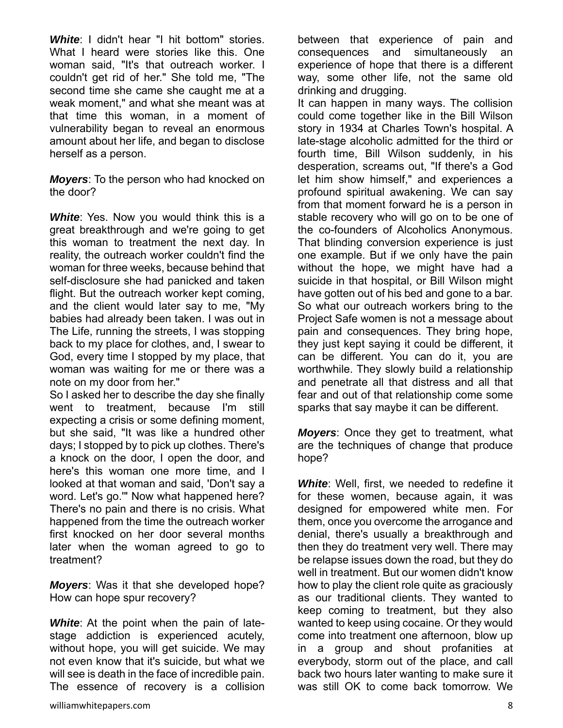***White***: I didn't hear "I hit bottom" stories. What I heard were stories like this. One woman said, "It's that outreach worker. I couldn't get rid of her." She told me, "The second time she came she caught me at a weak moment," and what she meant was at that time this woman, in a moment of vulnerability began to reveal an enormous amount about her life, and began to disclose herself as a person.

***Moyers***: To the person who had knocked on the door?

***White***: Yes. Now you would think this is a great breakthrough and we're going to get this woman to treatment the next day. In reality, the outreach worker couldn't find the woman for three weeks, because behind that self-disclosure she had panicked and taken flight. But the outreach worker kept coming, and the client would later say to me, "My babies had already been taken. I was out in The Life, running the streets, I was stopping back to my place for clothes, and, I swear to God, every time I stopped by my place, that woman was waiting for me or there was a note on my door from her."

So I asked her to describe the day she finally went to treatment, because I'm still expecting a crisis or some defining moment, but she said, "It was like a hundred other days; I stopped by to pick up clothes. There's a knock on the door, I open the door, and here's this woman one more time, and I looked at that woman and said, 'Don't say a word. Let's go.'" Now what happened here? There's no pain and there is no crisis. What happened from the time the outreach worker first knocked on her door several months later when the woman agreed to go to treatment?

***Moyers***: Was it that she developed hope? How can hope spur recovery?

***White***: At the point when the pain of late-stage addiction is experienced acutely, without hope, you will get suicide. We may not even know that it's suicide, but what we will see is death in the face of incredible pain. The essence of recovery is a collision between that experience of pain and consequences and simultaneously an experience of hope that there is a different way, some other life, not the same old drinking and drugging.

It can happen in many ways. The collision could come together like in the Bill Wilson story in 1934 at Charles Town's hospital. A late-stage alcoholic admitted for the third or fourth time, Bill Wilson suddenly, in his desperation, screams out, "If there's a God let him show himself," and experiences a profound spiritual awakening. We can say from that moment forward he is a person in stable recovery who will go on to be one of the co-founders of Alcoholics Anonymous. That blinding conversion experience is just one example. But if we only have the pain without the hope, we might have had a suicide in that hospital, or Bill Wilson might have gotten out of his bed and gone to a bar. So what our outreach workers bring to the Project Safe women is not a message about pain and consequences. They bring hope, they just kept saying it could be different, it can be different. You can do it, you are worthwhile. They slowly build a relationship and penetrate all that distress and all that fear and out of that relationship come some sparks that say maybe it can be different.

***Moyers***: Once they get to treatment, what are the techniques of change that produce hope?

***White***: Well, first, we needed to redefine it for these women, because again, it was designed for empowered white men. For them, once you overcome the arrogance and denial, there's usually a breakthrough and then they do treatment very well. There may be relapse issues down the road, but they do well in treatment. But our women didn't know how to play the client role quite as graciously as our traditional clients. They wanted to keep coming to treatment, but they also wanted to keep using cocaine. Or they would come into treatment one afternoon, blow up in a group and shout profanities at everybody, storm out of the place, and call back two hours later wanting to make sure it was still OK to come back tomorrow. We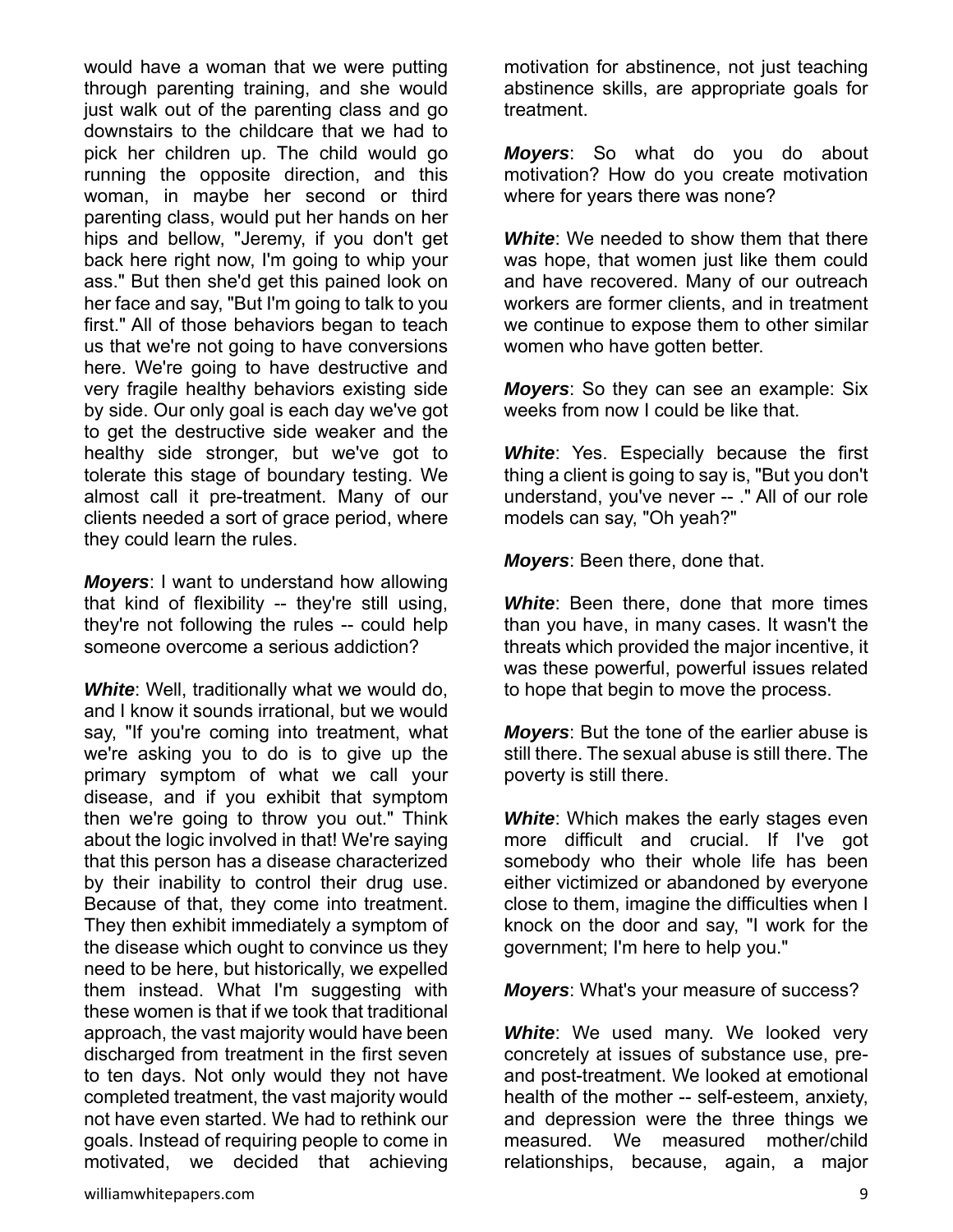would have a woman that we were putting through parenting training, and she would just walk out of the parenting class and go downstairs to the childcare that we had to pick her children up. The child would go running the opposite direction, and this woman, in maybe her second or third parenting class, would put her hands on her hips and bellow, "Jeremy, if you don't get back here right now, I'm going to whip your ass." But then she'd get this pained look on her face and say, "But I'm going to talk to you first." All of those behaviors began to teach us that we're not going to have conversions here. We're going to have destructive and very fragile healthy behaviors existing side by side. Our only goal is each day we've got to get the destructive side weaker and the healthy side stronger, but we've got to tolerate this stage of boundary testing. We almost call it pre-treatment. Many of our clients needed a sort of grace period, where they could learn the rules.

***Moyers***: I want to understand how allowing that kind of flexibility -- they're still using, they're not following the rules -- could help someone overcome a serious addiction?

***White***: Well, traditionally what we would do, and I know it sounds irrational, but we would say, "If you're coming into treatment, what we're asking you to do is to give up the primary symptom of what we call your disease, and if you exhibit that symptom then we're going to throw you out." Think about the logic involved in that! We're saying that this person has a disease characterized by their inability to control their drug use. Because of that, they come into treatment. They then exhibit immediately a symptom of the disease which ought to convince us they need to be here, but historically, we expelled them instead. What I'm suggesting with these women is that if we took that traditional approach, the vast majority would have been discharged from treatment in the first seven to ten days. Not only would they not have completed treatment, the vast majority would not have even started. We had to rethink our goals. Instead of requiring people to come in motivated, we decided that achieving motivation for abstinence, not just teaching abstinence skills, are appropriate goals for treatment.

***Moyers***: So what do you do about motivation? How do you create motivation where for years there was none?

***White***: We needed to show them that there was hope, that women just like them could and have recovered. Many of our outreach workers are former clients, and in treatment we continue to expose them to other similar women who have gotten better.

***Moyers***: So they can see an example: Six weeks from now I could be like that.

***White***: Yes. Especially because the first thing a client is going to say is, "But you don't understand, you've never -- ." All of our role models can say, "Oh yeah?"

***Moyers***: Been there, done that.

***White***: Been there, done that more times than you have, in many cases. It wasn't the threats which provided the major incentive, it was these powerful, powerful issues related to hope that begin to move the process.

***Moyers***: But the tone of the earlier abuse is still there. The sexual abuse is still there. The poverty is still there.

***White***: Which makes the early stages even more difficult and crucial. If I've got somebody who their whole life has been either victimized or abandoned by everyone close to them, imagine the difficulties when I knock on the door and say, "I work for the government; I'm here to help you."

***Moyers***: What's your measure of success?

***White***: We used many. We looked very concretely at issues of substance use, pre- and post-treatment. We looked at emotional health of the mother -- self-esteem, anxiety, and depression were the three things we measured. We measured mother/child relationships, because, again, a major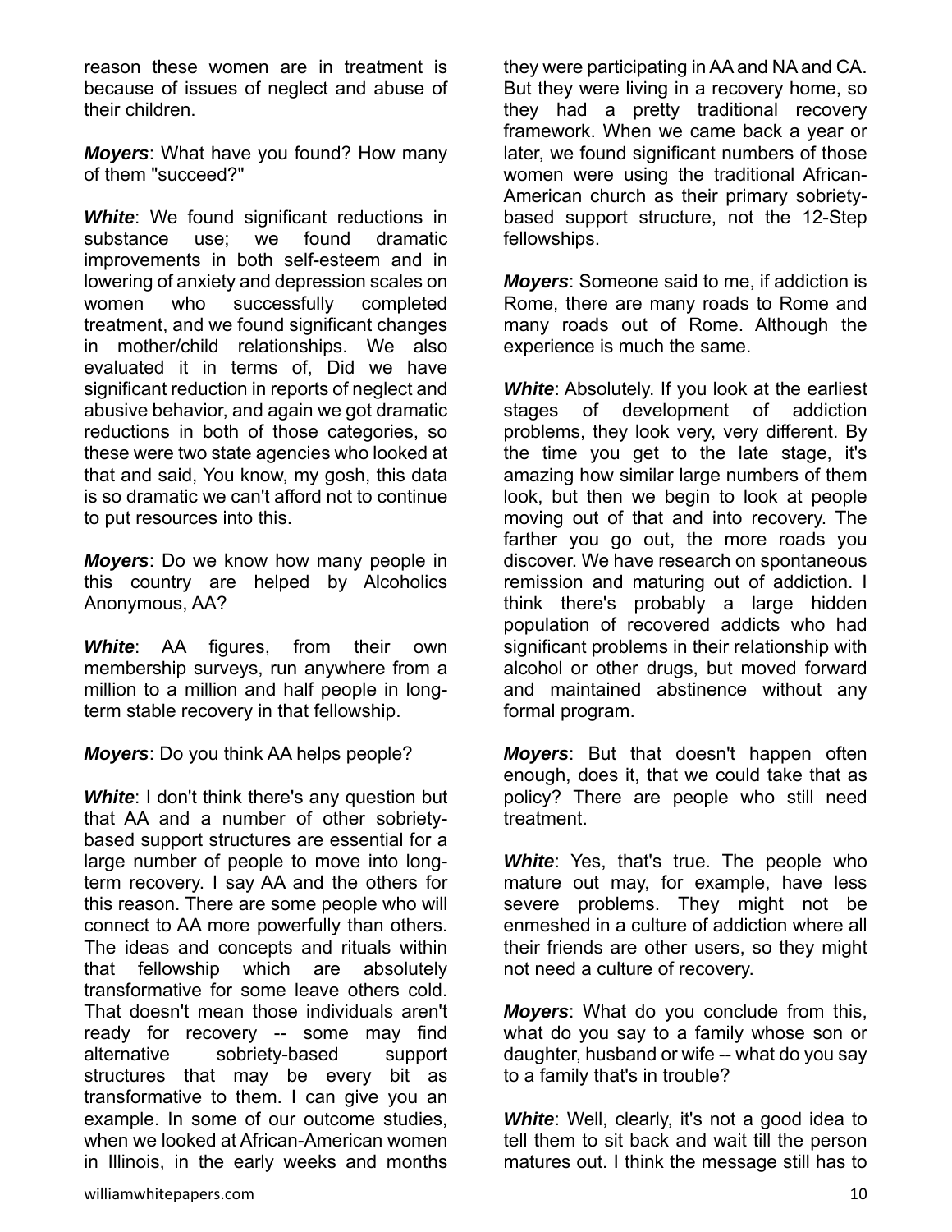reason these women are in treatment is because of issues of neglect and abuse of their children.

***Moyers***: What have you found? How many of them "succeed?"

***White***: We found significant reductions in substance use; we found dramatic improvements in both self-esteem and in lowering of anxiety and depression scales on women who successfully completed treatment, and we found significant changes in mother/child relationships. We also evaluated it in terms of, Did we have significant reduction in reports of neglect and abusive behavior, and again we got dramatic reductions in both of those categories, so these were two state agencies who looked at that and said, You know, my gosh, this data is so dramatic we can't afford not to continue to put resources into this.

***Moyers***: Do we know how many people in this country are helped by Alcoholics Anonymous, AA?

***White***: AA figures, from their own membership surveys, run anywhere from a million to a million and half people in long-term stable recovery in that fellowship.

***Moyers***: Do you think AA helps people?

***White***: I don't think there's any question but that AA and a number of other sobriety-based support structures are essential for a large number of people to move into long-term recovery. I say AA and the others for this reason. There are some people who will connect to AA more powerfully than others. The ideas and concepts and rituals within that fellowship which are absolutely transformative for some leave others cold. That doesn't mean those individuals aren't ready for recovery -- some may find alternative sobriety-based support structures that may be every bit as transformative to them. I can give you an example. In some of our outcome studies, when we looked at African-American women in Illinois, in the early weeks and months they were participating in AA and NA and CA. But they were living in a recovery home, so they had a pretty traditional recovery framework. When we came back a year or later, we found significant numbers of those women were using the traditional African-American church as their primary sobriety-based support structure, not the 12-Step fellowships.

***Moyers***: Someone said to me, if addiction is Rome, there are many roads to Rome and many roads out of Rome. Although the experience is much the same.

***White***: Absolutely. If you look at the earliest stages of development of addiction problems, they look very, very different. By the time you get to the late stage, it's amazing how similar large numbers of them look, but then we begin to look at people moving out of that and into recovery. The farther you go out, the more roads you discover. We have research on spontaneous remission and maturing out of addiction. I think there's probably a large hidden population of recovered addicts who had significant problems in their relationship with alcohol or other drugs, but moved forward and maintained abstinence without any formal program.

***Moyers***: But that doesn't happen often enough, does it, that we could take that as policy? There are people who still need treatment.

***White***: Yes, that's true. The people who mature out may, for example, have less severe problems. They might not be enmeshed in a culture of addiction where all their friends are other users, so they might not need a culture of recovery.

***Moyers***: What do you conclude from this, what do you say to a family whose son or daughter, husband or wife -- what do you say to a family that's in trouble?

***White***: Well, clearly, it's not a good idea to tell them to sit back and wait till the person matures out. I think the message still has to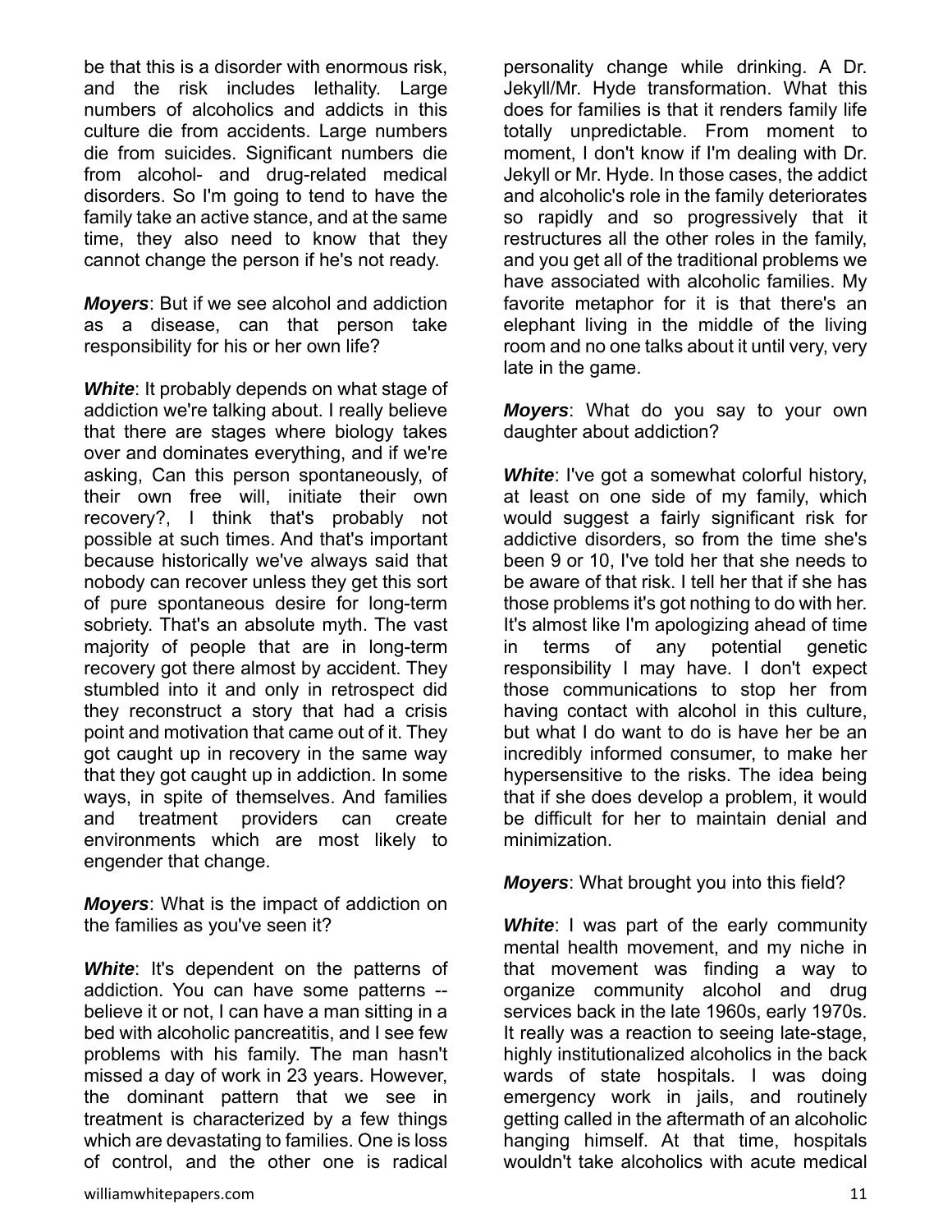be that this is a disorder with enormous risk, and the risk includes lethality. Large numbers of alcoholics and addicts in this culture die from accidents. Large numbers die from suicides. Significant numbers die from alcohol- and drug-related medical disorders. So I'm going to tend to have the family take an active stance, and at the same time, they also need to know that they cannot change the person if he's not ready.

***Moyers***: But if we see alcohol and addiction as a disease, can that person take responsibility for his or her own life?

***White***: It probably depends on what stage of addiction we're talking about. I really believe that there are stages where biology takes over and dominates everything, and if we're asking, Can this person spontaneously, of their own free will, initiate their own recovery?, I think that's probably not possible at such times. And that's important because historically we've always said that nobody can recover unless they get this sort of pure spontaneous desire for long-term sobriety. That's an absolute myth. The vast majority of people that are in long-term recovery got there almost by accident. They stumbled into it and only in retrospect did they reconstruct a story that had a crisis point and motivation that came out of it. They got caught up in recovery in the same way that they got caught up in addiction. In some ways, in spite of themselves. And families and treatment providers can create environments which are most likely to engender that change.

***Moyers***: What is the impact of addiction on the families as you've seen it?

***White***: It's dependent on the patterns of addiction. You can have some patterns -- believe it or not, I can have a man sitting in a bed with alcoholic pancreatitis, and I see few problems with his family. The man hasn't missed a day of work in 23 years. However, the dominant pattern that we see in treatment is characterized by a few things which are devastating to families. One is loss of control, and the other one is radical personality change while drinking. A Dr. Jekyll/Mr. Hyde transformation. What this does for families is that it renders family life totally unpredictable. From moment to moment, I don't know if I'm dealing with Dr. Jekyll or Mr. Hyde. In those cases, the addict and alcoholic's role in the family deteriorates so rapidly and so progressively that it restructures all the other roles in the family, and you get all of the traditional problems we have associated with alcoholic families. My favorite metaphor for it is that there's an elephant living in the middle of the living room and no one talks about it until very, very late in the game.

***Moyers***: What do you say to your own daughter about addiction?

***White***: I've got a somewhat colorful history, at least on one side of my family, which would suggest a fairly significant risk for addictive disorders, so from the time she's been 9 or 10, I've told her that she needs to be aware of that risk. I tell her that if she has those problems it's got nothing to do with her. It's almost like I'm apologizing ahead of time in terms of any potential genetic responsibility I may have. I don't expect those communications to stop her from having contact with alcohol in this culture, but what I do want to do is have her be an incredibly informed consumer, to make her hypersensitive to the risks. The idea being that if she does develop a problem, it would be difficult for her to maintain denial and minimization.

***Moyers***: What brought you into this field?

***White***: I was part of the early community mental health movement, and my niche in that movement was finding a way to organize community alcohol and drug services back in the late 1960s, early 1970s. It really was a reaction to seeing late-stage, highly institutionalized alcoholics in the back wards of state hospitals. I was doing emergency work in jails, and routinely getting called in the aftermath of an alcoholic hanging himself. At that time, hospitals wouldn't take alcoholics with acute medical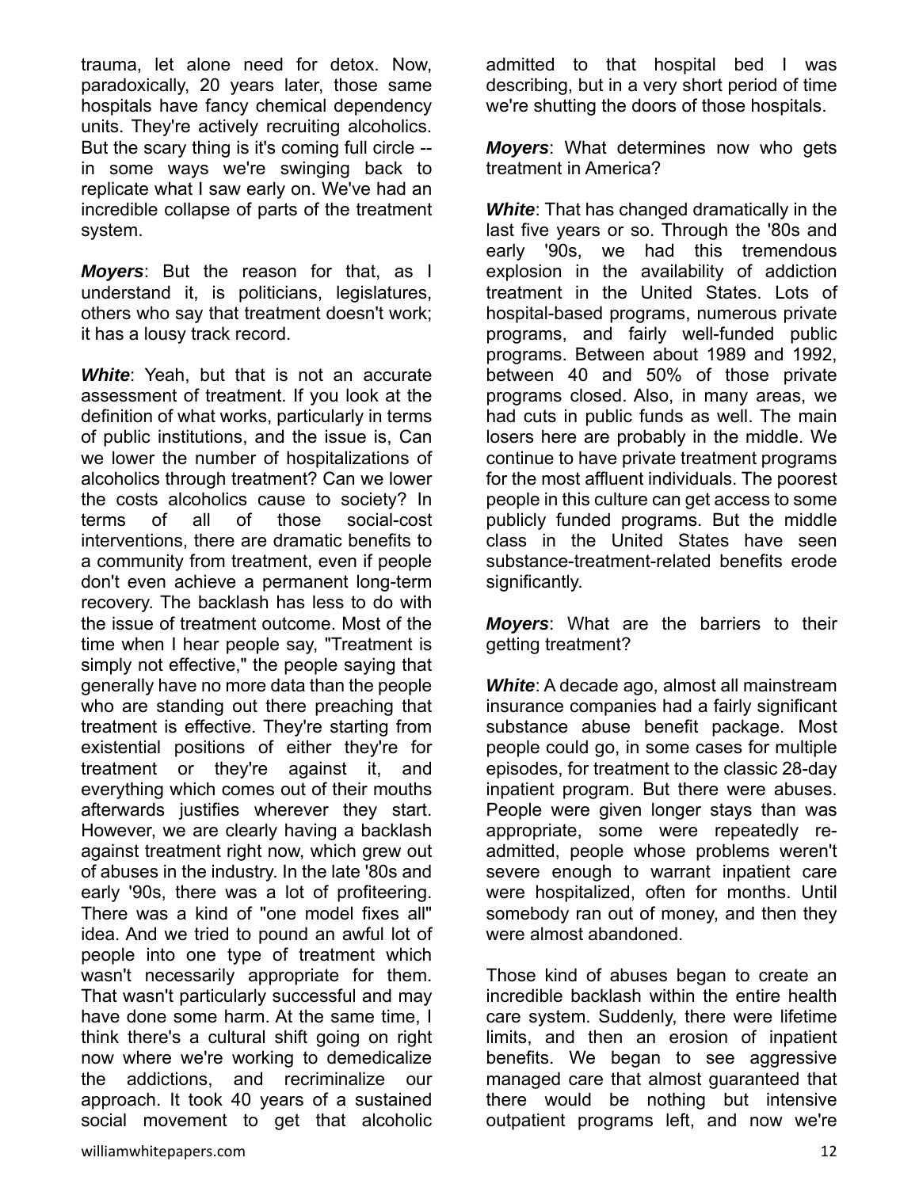trauma, let alone need for detox. Now, paradoxically, 20 years later, those same hospitals have fancy chemical dependency units. They're actively recruiting alcoholics. But the scary thing is it's coming full circle -- in some ways we're swinging back to replicate what I saw early on. We've had an incredible collapse of parts of the treatment system.

***Moyers***: But the reason for that, as I understand it, is politicians, legislatures, others who say that treatment doesn't work; it has a lousy track record.

***White***: Yeah, but that is not an accurate assessment of treatment. If you look at the definition of what works, particularly in terms of public institutions, and the issue is, Can we lower the number of hospitalizations of alcoholics through treatment? Can we lower the costs alcoholics cause to society? In terms of all of those social-cost interventions, there are dramatic benefits to a community from treatment, even if people don't even achieve a permanent long-term recovery. The backlash has less to do with the issue of treatment outcome. Most of the time when I hear people say, "Treatment is simply not effective," the people saying that generally have no more data than the people who are standing out there preaching that treatment is effective. They're starting from existential positions of either they're for treatment or they're against it, and everything which comes out of their mouths afterwards justifies wherever they start. However, we are clearly having a backlash against treatment right now, which grew out of abuses in the industry. In the late '80s and early '90s, there was a lot of profiteering. There was a kind of "one model fixes all" idea. And we tried to pound an awful lot of people into one type of treatment which wasn't necessarily appropriate for them. That wasn't particularly successful and may have done some harm. At the same time, I think there's a cultural shift going on right now where we're working to demedicalize the addictions, and recriminalize our approach. It took 40 years of a sustained social movement to get that alcoholic admitted to that hospital bed I was describing, but in a very short period of time we're shutting the doors of those hospitals.

***Moyers***: What determines now who gets treatment in America?

***White***: That has changed dramatically in the last five years or so. Through the '80s and early '90s, we had this tremendous explosion in the availability of addiction treatment in the United States. Lots of hospital-based programs, numerous private programs, and fairly well-funded public programs. Between about 1989 and 1992, between 40 and 50% of those private programs closed. Also, in many areas, we had cuts in public funds as well. The main losers here are probably in the middle. We continue to have private treatment programs for the most affluent individuals. The poorest people in this culture can get access to some publicly funded programs. But the middle class in the United States have seen substance-treatment-related benefits erode significantly.

***Moyers***: What are the barriers to their getting treatment?

***White***: A decade ago, almost all mainstream insurance companies had a fairly significant substance abuse benefit package. Most people could go, in some cases for multiple episodes, for treatment to the classic 28-day inpatient program. But there were abuses. People were given longer stays than was appropriate, some were repeatedly re-admitted, people whose problems weren't severe enough to warrant inpatient care were hospitalized, often for months. Until somebody ran out of money, and then they were almost abandoned.

Those kind of abuses began to create an incredible backlash within the entire health care system. Suddenly, there were lifetime limits, and then an erosion of inpatient benefits. We began to see aggressive managed care that almost guaranteed that there would be nothing but intensive outpatient programs left, and now we're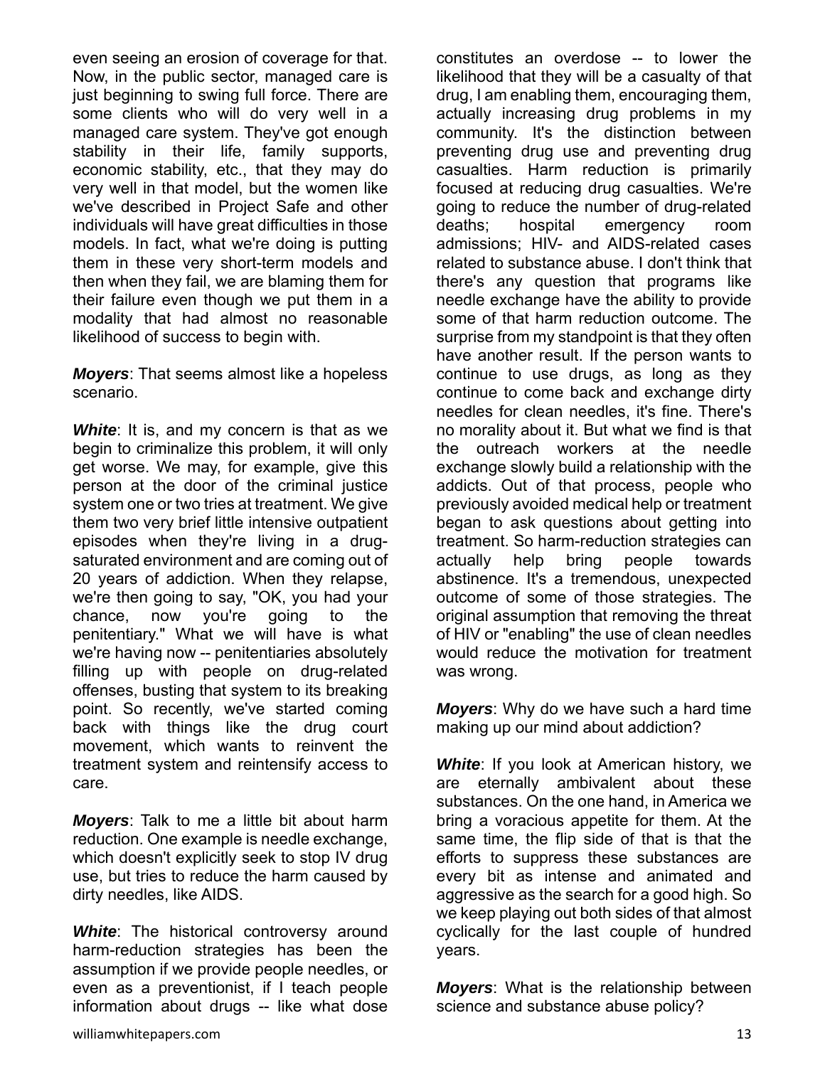even seeing an erosion of coverage for that. Now, in the public sector, managed care is just beginning to swing full force. There are some clients who will do very well in a managed care system. They've got enough stability in their life, family supports, economic stability, etc., that they may do very well in that model, but the women like we've described in Project Safe and other individuals will have great difficulties in those models. In fact, what we're doing is putting them in these very short-term models and then when they fail, we are blaming them for their failure even though we put them in a modality that had almost no reasonable likelihood of success to begin with.

***Moyers***: That seems almost like a hopeless scenario.

***White***: It is, and my concern is that as we begin to criminalize this problem, it will only get worse. We may, for example, give this person at the door of the criminal justice system one or two tries at treatment. We give them two very brief little intensive outpatient episodes when they're living in a drug-saturated environment and are coming out of 20 years of addiction. When they relapse, we're then going to say, "OK, you had your chance, now you're going to the penitentiary." What we will have is what we're having now -- penitentiaries absolutely filling up with people on drug-related offenses, busting that system to its breaking point. So recently, we've started coming back with things like the drug court movement, which wants to reinvent the treatment system and reintensify access to care.

***Moyers***: Talk to me a little bit about harm reduction. One example is needle exchange, which doesn't explicitly seek to stop IV drug use, but tries to reduce the harm caused by dirty needles, like AIDS.

***White***: The historical controversy around harm-reduction strategies has been the assumption if we provide people needles, or even as a preventionist, if I teach people information about drugs -- like what dose constitutes an overdose -- to lower the likelihood that they will be a casualty of that drug, I am enabling them, encouraging them, actually increasing drug problems in my community. It's the distinction between preventing drug use and preventing drug casualties. Harm reduction is primarily focused at reducing drug casualties. We're going to reduce the number of drug-related deaths; hospital emergency room admissions; HIV- and AIDS-related cases related to substance abuse. I don't think that there's any question that programs like needle exchange have the ability to provide some of that harm reduction outcome. The surprise from my standpoint is that they often have another result. If the person wants to continue to use drugs, as long as they continue to come back and exchange dirty needles for clean needles, it's fine. There's no morality about it. But what we find is that the outreach workers at the needle exchange slowly build a relationship with the addicts. Out of that process, people who previously avoided medical help or treatment began to ask questions about getting into treatment. So harm-reduction strategies can actually help bring people towards abstinence. It's a tremendous, unexpected outcome of some of those strategies. The original assumption that removing the threat of HIV or "enabling" the use of clean needles would reduce the motivation for treatment was wrong.

***Moyers***: Why do we have such a hard time making up our mind about addiction?

***White***: If you look at American history, we are eternally ambivalent about these substances. On the one hand, in America we bring a voracious appetite for them. At the same time, the flip side of that is that the efforts to suppress these substances are every bit as intense and animated and aggressive as the search for a good high. So we keep playing out both sides of that almost cyclically for the last couple of hundred years.

***Moyers***: What is the relationship between science and substance abuse policy?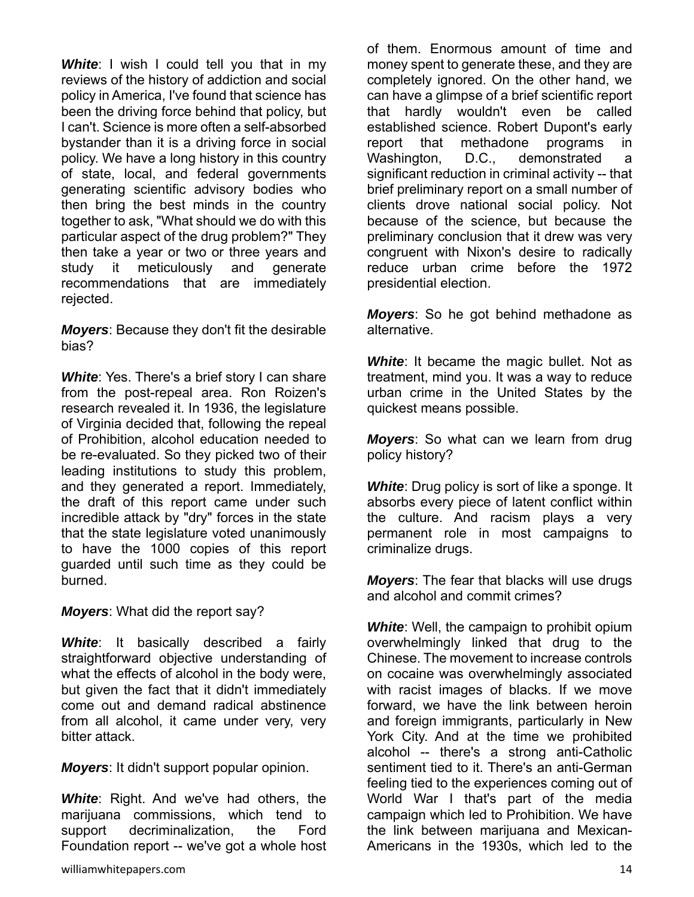***White***: I wish I could tell you that in my reviews of the history of addiction and social policy in America, I've found that science has been the driving force behind that policy, but I can't. Science is more often a self-absorbed bystander than it is a driving force in social policy. We have a long history in this country of state, local, and federal governments generating scientific advisory bodies who then bring the best minds in the country together to ask, "What should we do with this particular aspect of the drug problem?" They then take a year or two or three years and study it meticulously and generate recommendations that are immediately rejected.

***Moyers***: Because they don't fit the desirable bias?

***White***: Yes. There's a brief story I can share from the post-repeal area. Ron Roizen's research revealed it. In 1936, the legislature of Virginia decided that, following the repeal of Prohibition, alcohol education needed to be re-evaluated. So they picked two of their leading institutions to study this problem, and they generated a report. Immediately, the draft of this report came under such incredible attack by "dry" forces in the state that the state legislature voted unanimously to have the 1000 copies of this report guarded until such time as they could be burned.

***Moyers***: What did the report say?

***White***: It basically described a fairly straightforward objective understanding of what the effects of alcohol in the body were, but given the fact that it didn't immediately come out and demand radical abstinence from all alcohol, it came under very, very bitter attack.

***Moyers***: It didn't support popular opinion.

***White***: Right. And we've had others, the marijuana commissions, which tend to support decriminalization, the Ford Foundation report -- we've got a whole host of them. Enormous amount of time and money spent to generate these, and they are completely ignored. On the other hand, we can have a glimpse of a brief scientific report that hardly wouldn't even be called established science. Robert Dupont's early report that methadone programs in Washington, D.C., demonstrated a significant reduction in criminal activity -- that brief preliminary report on a small number of clients drove national social policy. Not because of the science, but because the preliminary conclusion that it drew was very congruent with Nixon's desire to radically reduce urban crime before the 1972 presidential election.

***Moyers***: So he got behind methadone as alternative.

***White***: It became the magic bullet. Not as treatment, mind you. It was a way to reduce urban crime in the United States by the quickest means possible.

***Moyers***: So what can we learn from drug policy history?

***White***: Drug policy is sort of like a sponge. It absorbs every piece of latent conflict within the culture. And racism plays a very permanent role in most campaigns to criminalize drugs.

***Moyers***: The fear that blacks will use drugs and alcohol and commit crimes?

***White***: Well, the campaign to prohibit opium overwhelmingly linked that drug to the Chinese. The movement to increase controls on cocaine was overwhelmingly associated with racist images of blacks. If we move forward, we have the link between heroin and foreign immigrants, particularly in New York City. And at the time we prohibited alcohol -- there's a strong anti-Catholic sentiment tied to it. There's an anti-German feeling tied to the experiences coming out of World War I that's part of the media campaign which led to Prohibition. We have the link between marijuana and Mexican-Americans in the 1930s, which led to the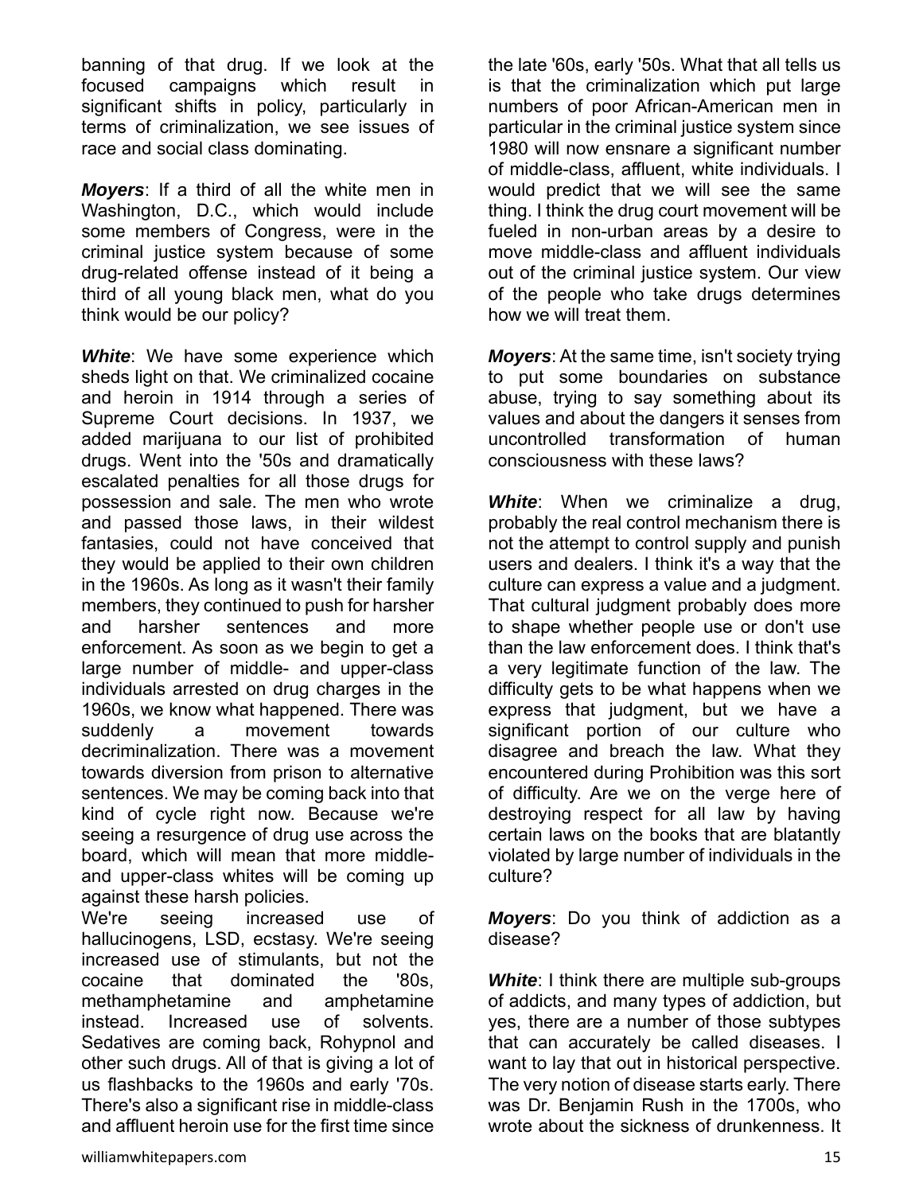banning of that drug. If we look at the focused campaigns which result in significant shifts in policy, particularly in terms of criminalization, we see issues of race and social class dominating.

***Moyers***: If a third of all the white men in Washington, D.C., which would include some members of Congress, were in the criminal justice system because of some drug-related offense instead of it being a third of all young black men, what do you think would be our policy?

***White***: We have some experience which sheds light on that. We criminalized cocaine and heroin in 1914 through a series of Supreme Court decisions. In 1937, we added marijuana to our list of prohibited drugs. Went into the '50s and dramatically escalated penalties for all those drugs for possession and sale. The men who wrote and passed those laws, in their wildest fantasies, could not have conceived that they would be applied to their own children in the 1960s. As long as it wasn't their family members, they continued to push for harsher and harsher sentences and more enforcement. As soon as we begin to get a large number of middle- and upper-class individuals arrested on drug charges in the 1960s, we know what happened. There was suddenly a movement towards decriminalization. There was a movement towards diversion from prison to alternative sentences. We may be coming back into that kind of cycle right now. Because we're seeing a resurgence of drug use across the board, which will mean that more middle- and upper-class whites will be coming up against these harsh policies.
We're seeing increased use of hallucinogens, LSD, ecstasy. We're seeing increased use of stimulants, but not the cocaine that dominated the '80s, methamphetamine and amphetamine instead. Increased use of solvents. Sedatives are coming back, Rohypnol and other such drugs. All of that is giving a lot of us flashbacks to the 1960s and early '70s. There's also a significant rise in middle-class and affluent heroin use for the first time since the late '60s, early '50s. What that all tells us is that the criminalization which put large numbers of poor African-American men in particular in the criminal justice system since 1980 will now ensnare a significant number of middle-class, affluent, white individuals. I would predict that we will see the same thing. I think the drug court movement will be fueled in non-urban areas by a desire to move middle-class and affluent individuals out of the criminal justice system. Our view of the people who take drugs determines how we will treat them.

***Moyers***: At the same time, isn't society trying to put some boundaries on substance abuse, trying to say something about its values and about the dangers it senses from uncontrolled transformation of human consciousness with these laws?

***White***: When we criminalize a drug, probably the real control mechanism there is not the attempt to control supply and punish users and dealers. I think it's a way that the culture can express a value and a judgment. That cultural judgment probably does more to shape whether people use or don't use than the law enforcement does. I think that's a very legitimate function of the law. The difficulty gets to be what happens when we express that judgment, but we have a significant portion of our culture who disagree and breach the law. What they encountered during Prohibition was this sort of difficulty. Are we on the verge here of destroying respect for all law by having certain laws on the books that are blatantly violated by large number of individuals in the culture?

***Moyers***: Do you think of addiction as a disease?

***White***: I think there are multiple sub-groups of addicts, and many types of addiction, but yes, there are a number of those subtypes that can accurately be called diseases. I want to lay that out in historical perspective. The very notion of disease starts early. There was Dr. Benjamin Rush in the 1700s, who wrote about the sickness of drunkenness. It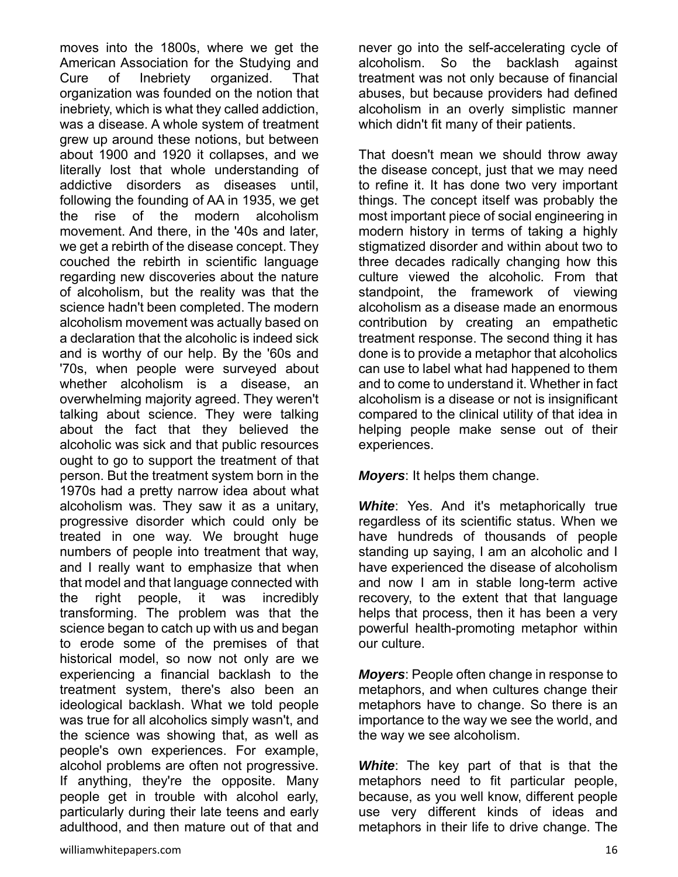moves into the 1800s, where we get the American Association for the Studying and Cure of Inebriety organized. That organization was founded on the notion that inebriety, which is what they called addiction, was a disease. A whole system of treatment grew up around these notions, but between about 1900 and 1920 it collapses, and we literally lost that whole understanding of addictive disorders as diseases until, following the founding of AA in 1935, we get the rise of the modern alcoholism movement. And there, in the '40s and later, we get a rebirth of the disease concept. They couched the rebirth in scientific language regarding new discoveries about the nature of alcoholism, but the reality was that the science hadn't been completed. The modern alcoholism movement was actually based on a declaration that the alcoholic is indeed sick and is worthy of our help. By the '60s and '70s, when people were surveyed about whether alcoholism is a disease, an overwhelming majority agreed. They weren't talking about science. They were talking about the fact that they believed the alcoholic was sick and that public resources ought to go to support the treatment of that person. But the treatment system born in the 1970s had a pretty narrow idea about what alcoholism was. They saw it as a unitary, progressive disorder which could only be treated in one way. We brought huge numbers of people into treatment that way, and I really want to emphasize that when that model and that language connected with the right people, it was incredibly transforming. The problem was that the science began to catch up with us and began to erode some of the premises of that historical model, so now not only are we experiencing a financial backlash to the treatment system, there's also been an ideological backlash. What we told people was true for all alcoholics simply wasn't, and the science was showing that, as well as people's own experiences. For example, alcohol problems are often not progressive. If anything, they're the opposite. Many people get in trouble with alcohol early, particularly during their late teens and early adulthood, and then mature out of that and never go into the self-accelerating cycle of alcoholism. So the backlash against treatment was not only because of financial abuses, but because providers had defined alcoholism in an overly simplistic manner which didn't fit many of their patients.

That doesn't mean we should throw away the disease concept, just that we may need to refine it. It has done two very important things. The concept itself was probably the most important piece of social engineering in modern history in terms of taking a highly stigmatized disorder and within about two to three decades radically changing how this culture viewed the alcoholic. From that standpoint, the framework of viewing alcoholism as a disease made an enormous contribution by creating an empathetic treatment response. The second thing it has done is to provide a metaphor that alcoholics can use to label what had happened to them and to come to understand it. Whether in fact alcoholism is a disease or not is insignificant compared to the clinical utility of that idea in helping people make sense out of their experiences.

***Moyers***: It helps them change.

***White***: Yes. And it's metaphorically true regardless of its scientific status. When we have hundreds of thousands of people standing up saying, I am an alcoholic and I have experienced the disease of alcoholism and now I am in stable long-term active recovery, to the extent that that language helps that process, then it has been a very powerful health-promoting metaphor within our culture.

***Moyers***: People often change in response to metaphors, and when cultures change their metaphors have to change. So there is an importance to the way we see the world, and the way we see alcoholism.

***White***: The key part of that is that the metaphors need to fit particular people, because, as you well know, different people use very different kinds of ideas and metaphors in their life to drive change. The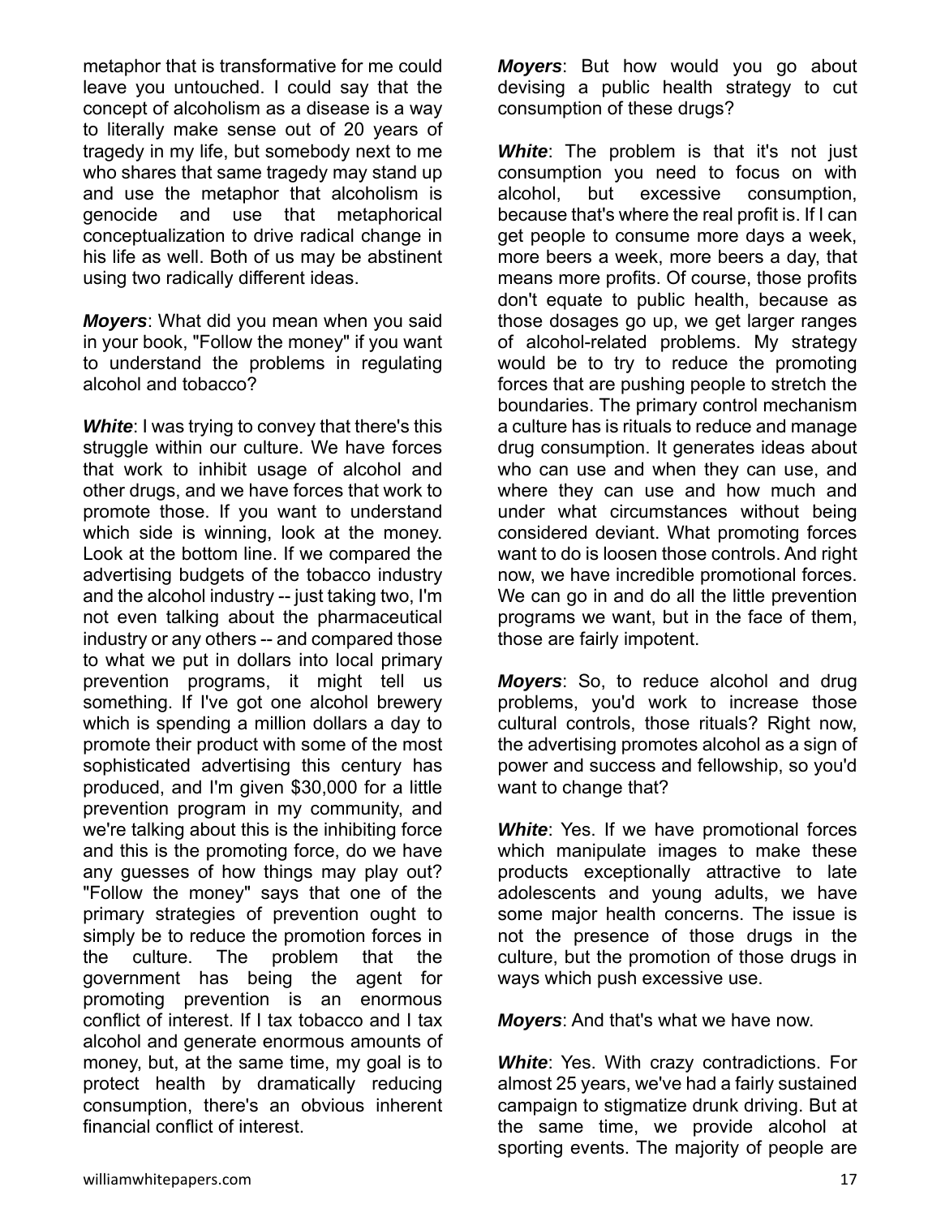metaphor that is transformative for me could leave you untouched. I could say that the concept of alcoholism as a disease is a way to literally make sense out of 20 years of tragedy in my life, but somebody next to me who shares that same tragedy may stand up and use the metaphor that alcoholism is genocide and use that metaphorical conceptualization to drive radical change in his life as well. Both of us may be abstinent using two radically different ideas.

***Moyers***: What did you mean when you said in your book, "Follow the money" if you want to understand the problems in regulating alcohol and tobacco?

***White***: I was trying to convey that there's this struggle within our culture. We have forces that work to inhibit usage of alcohol and other drugs, and we have forces that work to promote those. If you want to understand which side is winning, look at the money. Look at the bottom line. If we compared the advertising budgets of the tobacco industry and the alcohol industry -- just taking two, I'm not even talking about the pharmaceutical industry or any others -- and compared those to what we put in dollars into local primary prevention programs, it might tell us something. If I've got one alcohol brewery which is spending a million dollars a day to promote their product with some of the most sophisticated advertising this century has produced, and I'm given $30,000 for a little prevention program in my community, and we're talking about this is the inhibiting force and this is the promoting force, do we have any guesses of how things may play out? "Follow the money" says that one of the primary strategies of prevention ought to simply be to reduce the promotion forces in the culture. The problem that the government has being the agent for promoting prevention is an enormous conflict of interest. If I tax tobacco and I tax alcohol and generate enormous amounts of money, but, at the same time, my goal is to protect health by dramatically reducing consumption, there's an obvious inherent financial conflict of interest.

***Moyers***: But how would you go about devising a public health strategy to cut consumption of these drugs?

***White***: The problem is that it's not just consumption you need to focus on with alcohol, but excessive consumption, because that's where the real profit is. If I can get people to consume more days a week, more beers a week, more beers a day, that means more profits. Of course, those profits don't equate to public health, because as those dosages go up, we get larger ranges of alcohol-related problems. My strategy would be to try to reduce the promoting forces that are pushing people to stretch the boundaries. The primary control mechanism a culture has is rituals to reduce and manage drug consumption. It generates ideas about who can use and when they can use, and where they can use and how much and under what circumstances without being considered deviant. What promoting forces want to do is loosen those controls. And right now, we have incredible promotional forces. We can go in and do all the little prevention programs we want, but in the face of them, those are fairly impotent.

***Moyers***: So, to reduce alcohol and drug problems, you'd work to increase those cultural controls, those rituals? Right now, the advertising promotes alcohol as a sign of power and success and fellowship, so you'd want to change that?

***White***: Yes. If we have promotional forces which manipulate images to make these products exceptionally attractive to late adolescents and young adults, we have some major health concerns. The issue is not the presence of those drugs in the culture, but the promotion of those drugs in ways which push excessive use.

***Moyers***: And that's what we have now.

***White***: Yes. With crazy contradictions. For almost 25 years, we've had a fairly sustained campaign to stigmatize drunk driving. But at the same time, we provide alcohol at sporting events. The majority of people are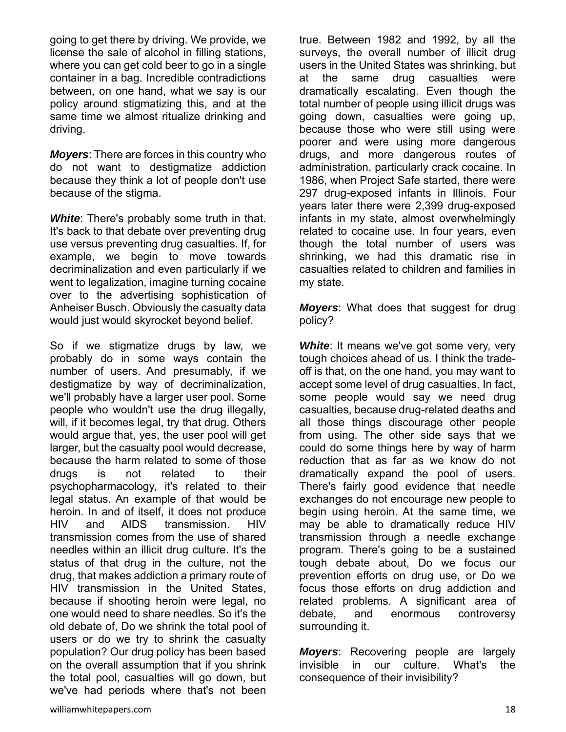going to get there by driving. We provide, we license the sale of alcohol in filling stations, where you can get cold beer to go in a single container in a bag. Incredible contradictions between, on one hand, what we say is our policy around stigmatizing this, and at the same time we almost ritualize drinking and driving.

***Moyers***: There are forces in this country who do not want to destigmatize addiction because they think a lot of people don't use because of the stigma.

***White***: There's probably some truth in that. It's back to that debate over preventing drug use versus preventing drug casualties. If, for example, we begin to move towards decriminalization and even particularly if we went to legalization, imagine turning cocaine over to the advertising sophistication of Anheiser Busch. Obviously the casualty data would just would skyrocket beyond belief.

So if we stigmatize drugs by law, we probably do in some ways contain the number of users. And presumably, if we destigmatize by way of decriminalization, we'll probably have a larger user pool. Some people who wouldn't use the drug illegally, will, if it becomes legal, try that drug. Others would argue that, yes, the user pool will get larger, but the casualty pool would decrease, because the harm related to some of those drugs is not related to their psychopharmacology, it's related to their legal status. An example of that would be heroin. In and of itself, it does not produce HIV and AIDS transmission. HIV transmission comes from the use of shared needles within an illicit drug culture. It's the status of that drug in the culture, not the drug, that makes addiction a primary route of HIV transmission in the United States, because if shooting heroin were legal, no one would need to share needles. So it's the old debate of, Do we shrink the total pool of users or do we try to shrink the casualty population? Our drug policy has been based on the overall assumption that if you shrink the total pool, casualties will go down, but we've had periods where that's not been true. Between 1982 and 1992, by all the surveys, the overall number of illicit drug users in the United States was shrinking, but at the same drug casualties were dramatically escalating. Even though the total number of people using illicit drugs was going down, casualties were going up, because those who were still using were poorer and were using more dangerous drugs, and more dangerous routes of administration, particularly crack cocaine. In 1986, when Project Safe started, there were 297 drug-exposed infants in Illinois. Four years later there were 2,399 drug-exposed infants in my state, almost overwhelmingly related to cocaine use. In four years, even though the total number of users was shrinking, we had this dramatic rise in casualties related to children and families in my state.

***Moyers***: What does that suggest for drug policy?

***White***: It means we've got some very, very tough choices ahead of us. I think the trade-off is that, on the one hand, you may want to accept some level of drug casualties. In fact, some people would say we need drug casualties, because drug-related deaths and all those things discourage other people from using. The other side says that we could do some things here by way of harm reduction that as far as we know do not dramatically expand the pool of users. There's fairly good evidence that needle exchanges do not encourage new people to begin using heroin. At the same time, we may be able to dramatically reduce HIV transmission through a needle exchange program. There's going to be a sustained tough debate about, Do we focus our prevention efforts on drug use, or Do we focus those efforts on drug addiction and related problems. A significant area of debate, and enormous controversy surrounding it.

***Moyers***: Recovering people are largely invisible in our culture. What's the consequence of their invisibility?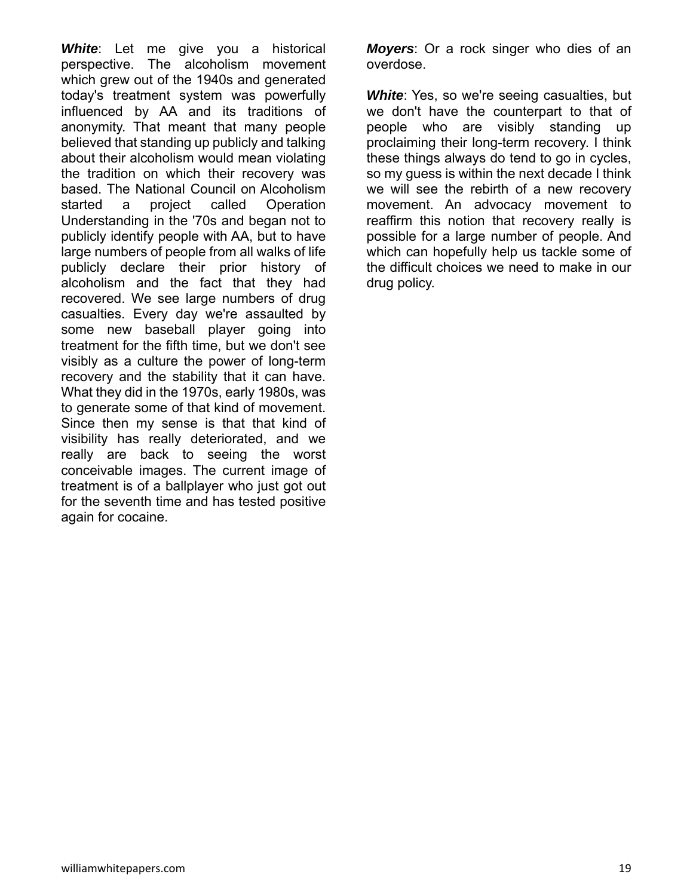***White***: Let me give you a historical perspective. The alcoholism movement which grew out of the 1940s and generated today's treatment system was powerfully influenced by AA and its traditions of anonymity. That meant that many people believed that standing up publicly and talking about their alcoholism would mean violating the tradition on which their recovery was based. The National Council on Alcoholism started a project called Operation Understanding in the '70s and began not to publicly identify people with AA, but to have large numbers of people from all walks of life publicly declare their prior history of alcoholism and the fact that they had recovered. We see large numbers of drug casualties. Every day we're assaulted by some new baseball player going into treatment for the fifth time, but we don't see visibly as a culture the power of long-term recovery and the stability that it can have. What they did in the 1970s, early 1980s, was to generate some of that kind of movement. Since then my sense is that that kind of visibility has really deteriorated, and we really are back to seeing the worst conceivable images. The current image of treatment is of a ballplayer who just got out for the seventh time and has tested positive again for cocaine.

***Moyers***: Or a rock singer who dies of an overdose.

***White***: Yes, so we're seeing casualties, but we don't have the counterpart to that of people who are visibly standing up proclaiming their long-term recovery. I think these things always do tend to go in cycles, so my guess is within the next decade I think we will see the rebirth of a new recovery movement. An advocacy movement to reaffirm this notion that recovery really is possible for a large number of people. And which can hopefully help us tackle some of the difficult choices we need to make in our drug policy.